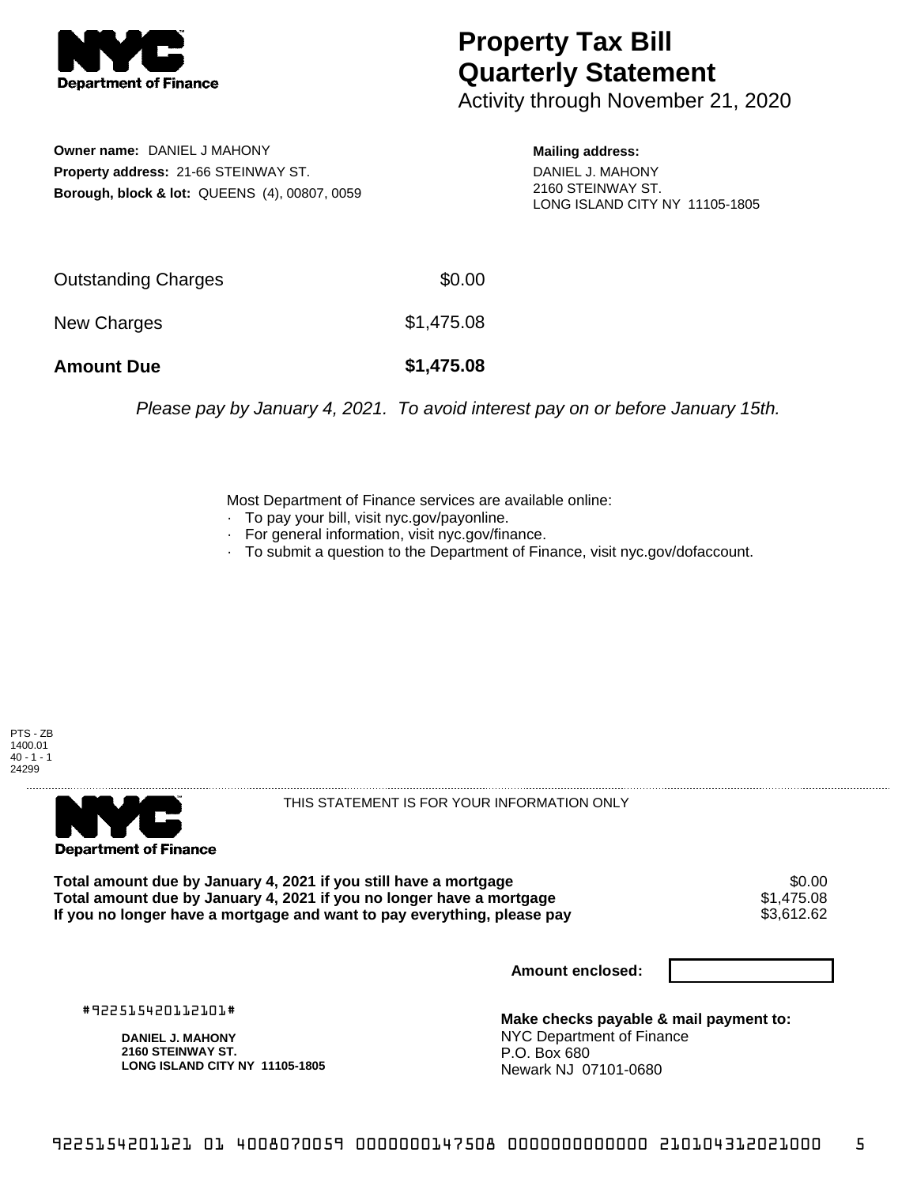# Property Tax Bill Quarterly Statement

Activity through November 21, 2020

**Owner name:** DANIEL J MAHONY
**Property address:** 21-66 STEINWAY ST.
**Borough, block & lot:** QUEENS (4), 00807, 0059

**Mailing address:**
DANIEL J. MAHONY
2160 STEINWAY ST.
LONG ISLAND CITY NY 11105-1805

| | |
|---|---|
| Outstanding Charges | $0.00 |
| New Charges | $1,475.08 |
| **Amount Due** | **$1,475.08** |

*Please pay by January 4, 2021. To avoid interest pay on or before January 15th.*

Most Department of Finance services are available online:

- To pay your bill, visit nyc.gov/payonline.
- For general information, visit nyc.gov/finance.
- To submit a question to the Department of Finance, visit nyc.gov/dofaccount.

PTS - ZB
1400.01
40 - 1 - 1
24299

THIS STATEMENT IS FOR YOUR INFORMATION ONLY

| | |
|---|---|
| **Total amount due by January 4, 2021 if you still have a mortgage** | $0.00 |
| **Total amount due by January 4, 2021 if you no longer have a mortgage** | $1,475.08 |
| **If you no longer have a mortgage and want to pay everything, please pay** | $3,612.62 |

**Amount enclosed:**

#922515420112101#

**DANIEL J. MAHONY**
**2160 STEINWAY ST.**
**LONG ISLAND CITY NY 11105-1805**

**Make checks payable & mail payment to:**
NYC Department of Finance
P.O. Box 680
Newark NJ 07101-0680

9225154201121 01 4008070059 0000000147508 0000000000000 210104312021000 5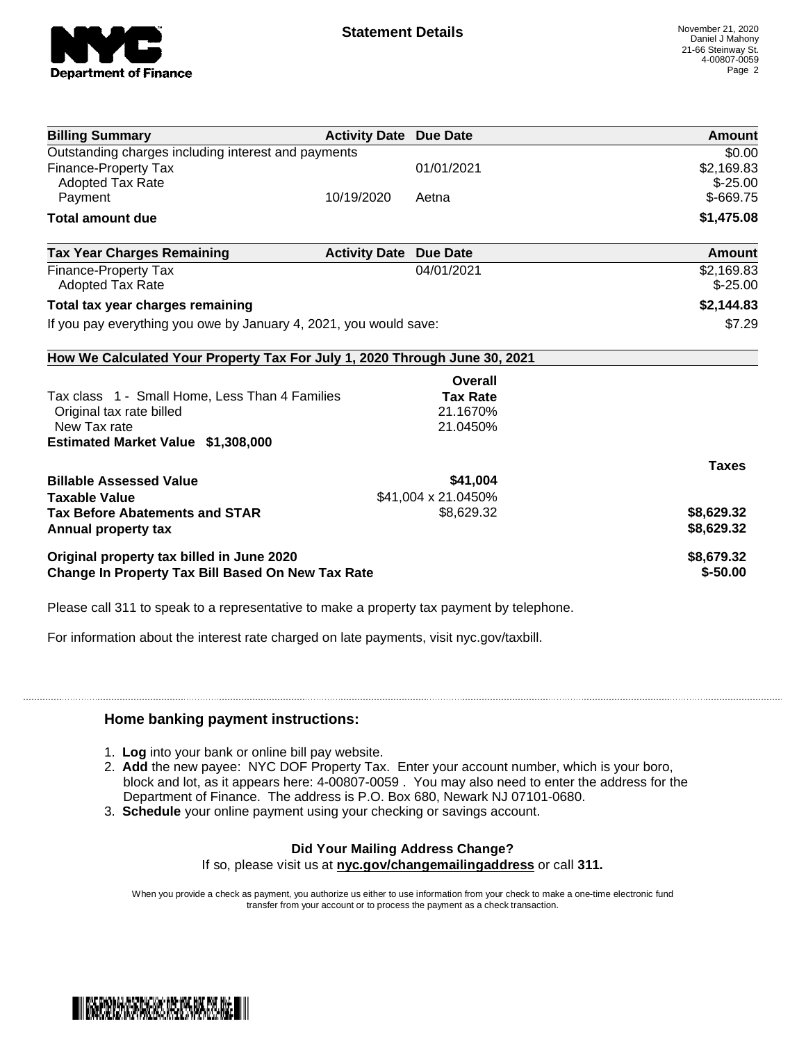**Statement Details**

November 21, 2020
Daniel J Mahony
21-66 Steinway St.
4-00807-0059

| Billing Summary | Activity Date | Due Date | Amount |
|---|---|---|---|
| Outstanding charges including interest and payments | | | $0.00 |
| Finance-Property Tax | | 01/01/2021 | $2,169.83 |
| Adopted Tax Rate | | | $-25.00 |
| Payment | 10/19/2020 | Aetna | $-669.75 |
| **Total amount due** | | | **$1,475.08** |

| Tax Year Charges Remaining | Activity Date | Due Date | Amount |
|---|---|---|---|
| Finance-Property Tax | | 04/01/2021 | $2,169.83 |
| Adopted Tax Rate | | | $-25.00 |
| **Total tax year charges remaining** | | | **$2,144.83** |
| If you pay everything you owe by January 4, 2021, you would save: | | | $7.29 |

**How We Calculated Your Property Tax For July 1, 2020 Through June 30, 2021**

| | Overall Tax Rate | Taxes |
|---|---|---|
| Tax class 1 - Small Home, Less Than 4 Families | | |
| Original tax rate billed | 21.1670% | |
| New Tax rate | 21.0450% | |
| **Estimated Market Value $1,308,000** | | |
| **Billable Assessed Value** | **$41,004** | |
| **Taxable Value** | $41,004 x 21.0450% | |
| **Tax Before Abatements and STAR** | $8,629.32 | **$8,629.32** |
| **Annual property tax** | | **$8,629.32** |
| **Original property tax billed in June 2020** | | **$8,679.32** |
| **Change In Property Tax Bill Based On New Tax Rate** | | **$-50.00** |

Please call 311 to speak to a representative to make a property tax payment by telephone.

For information about the interest rate charged on late payments, visit nyc.gov/taxbill.

## Home banking payment instructions:

1. **Log** into your bank or online bill pay website.
2. **Add** the new payee: NYC DOF Property Tax. Enter your account number, which is your boro, block and lot, as it appears here: 4-00807-0059 . You may also need to enter the address for the Department of Finance. The address is P.O. Box 680, Newark NJ 07101-0680.
3. **Schedule** your online payment using your checking or savings account.

**Did Your Mailing Address Change?**

If so, please visit us at **nyc.gov/changemailingaddress** or call **311.**

When you provide a check as payment, you authorize us either to use information from your check to make a one-time electronic fund transfer from your account or to process the payment as a check transaction.